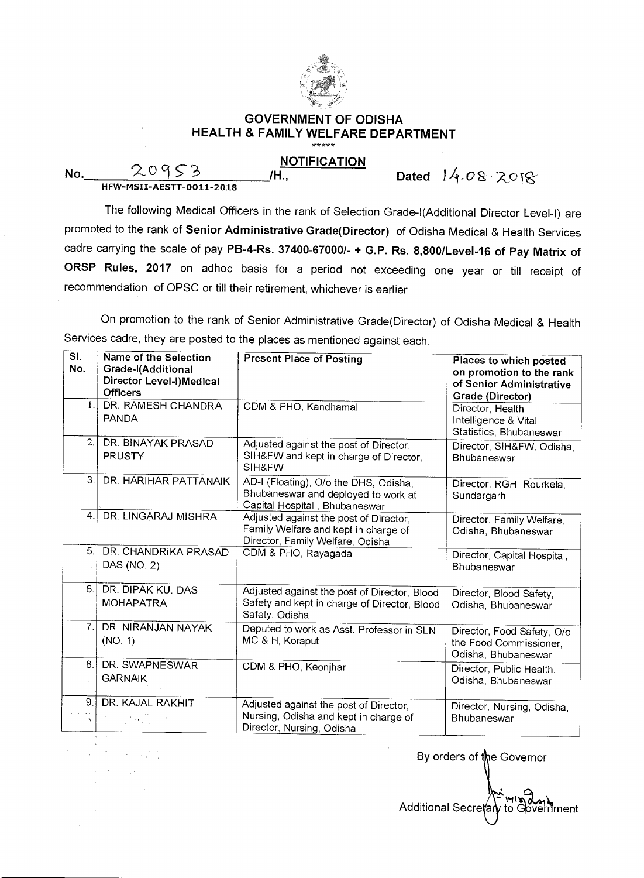# GOVERNMENT OF ODISHA
## HEALTH & FAMILY WELFARE DEPARTMENT

\*\*\*\*\*

### NOTIFICATION

No. 20953 /H., Dated 14.08.2018
HFW-MSII-AESTT-0011-2018

The following Medical Officers in the rank of Selection Grade-I(Additional Director Level-I) are promoted to the rank of **Senior Administrative Grade(Director)** of Odisha Medical & Health Services cadre carrying the scale of pay **PB-4-Rs. 37400-67000/- + G.P. Rs. 8,800/Level-16 of Pay Matrix of ORSP Rules, 2017** on adhoc basis for a period not exceeding one year or till receipt of recommendation of OPSC or till their retirement, whichever is earlier.

On promotion to the rank of Senior Administrative Grade(Director) of Odisha Medical & Health Services cadre, they are posted to the places as mentioned against each.

| Sl. No. | Name of the Selection Grade-I(Additional Director Level-I)Medical Officers | Present Place of Posting | Places to which posted on promotion to the rank of Senior Administrative Grade (Director) |
|---|---|---|---|
| 1. | DR. RAMESH CHANDRA PANDA | CDM & PHO, Kandhamal | Director, Health Intelligence & Vital Statistics, Bhubaneswar |
| 2. | DR. BINAYAK PRASAD PRUSTY | Adjusted against the post of Director, SIH&FW and kept in charge of Director, SIH&FW | Director, SIH&FW, Odisha, Bhubaneswar |
| 3. | DR. HARIHAR PATTANAIK | AD-I (Floating), O/o the DHS, Odisha, Bhubaneswar and deployed to work at Capital Hospital , Bhubaneswar | Director, RGH, Rourkela, Sundargarh |
| 4. | DR. LINGARAJ MISHRA | Adjusted against the post of Director, Family Welfare and kept in charge of Director, Family Welfare, Odisha | Director, Family Welfare, Odisha, Bhubaneswar |
| 5. | DR. CHANDRIKA PRASAD DAS (NO. 2) | CDM & PHO, Rayagada | Director, Capital Hospital, Bhubaneswar |
| 6. | DR. DIPAK KU. DAS MOHAPATRA | Adjusted against the post of Director, Blood Safety and kept in charge of Director, Blood Safety, Odisha | Director, Blood Safety, Odisha, Bhubaneswar |
| 7. | DR. NIRANJAN NAYAK (NO. 1) | Deputed to work as Asst. Professor in SLN MC & H, Koraput | Director, Food Safety, O/o the Food Commissioner, Odisha, Bhubaneswar |
| 8. | DR. SWAPNESWAR GARNAIK | CDM & PHO, Keonjhar | Director, Public Health, Odisha, Bhubaneswar |
| 9. | DR. KAJAL RAKHIT | Adjusted against the post of Director, Nursing, Odisha and kept in charge of Director, Nursing, Odisha | Director, Nursing, Odisha, Bhubaneswar |

By orders of the Governor

Additional Secretary to Government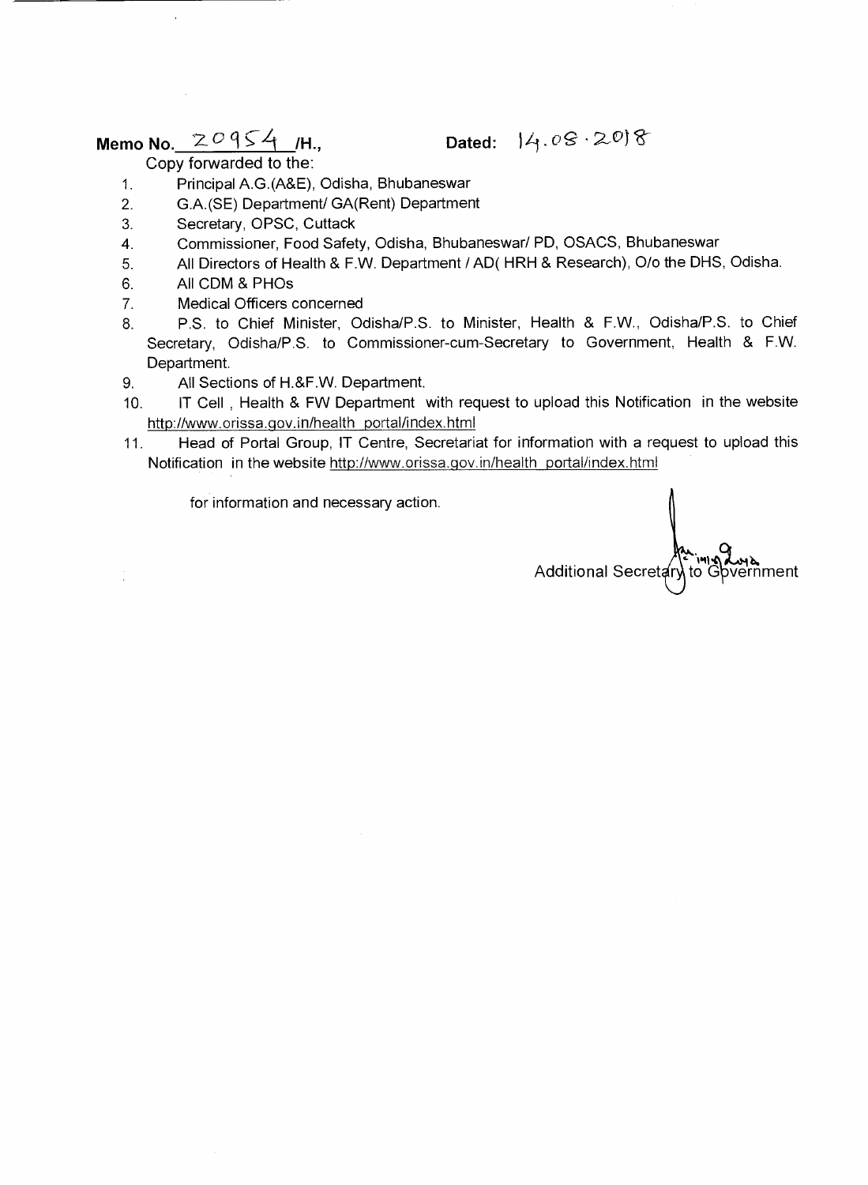**Memo No.** 20954 **/H.,** **Dated:** 14.08.2018

Copy forwarded to the:

1. Principal A.G.(A&E), Odisha, Bhubaneswar
2. G.A.(SE) Department/ GA(Rent) Department
3. Secretary, OPSC, Cuttack
4. Commissioner, Food Safety, Odisha, Bhubaneswar/ PD, OSACS, Bhubaneswar
5. All Directors of Health & F.W. Department / AD( HRH & Research), O/o the DHS, Odisha.
6. All CDM & PHOs
7. Medical Officers concerned
8. P.S. to Chief Minister, Odisha/P.S. to Minister, Health & F.W., Odisha/P.S. to Chief Secretary, Odisha/P.S. to Commissioner-cum-Secretary to Government, Health & F.W. Department.
9. All Sections of H.&F.W. Department.
10. IT Cell , Health & FW Department with request to upload this Notification in the website http://www.orissa.gov.in/health_portal/index.html
11. Head of Portal Group, IT Centre, Secretariat for information with a request to upload this Notification in the website http://www.orissa.gov.in/health_portal/index.html

for information and necessary action.

Additional Secretary to Government